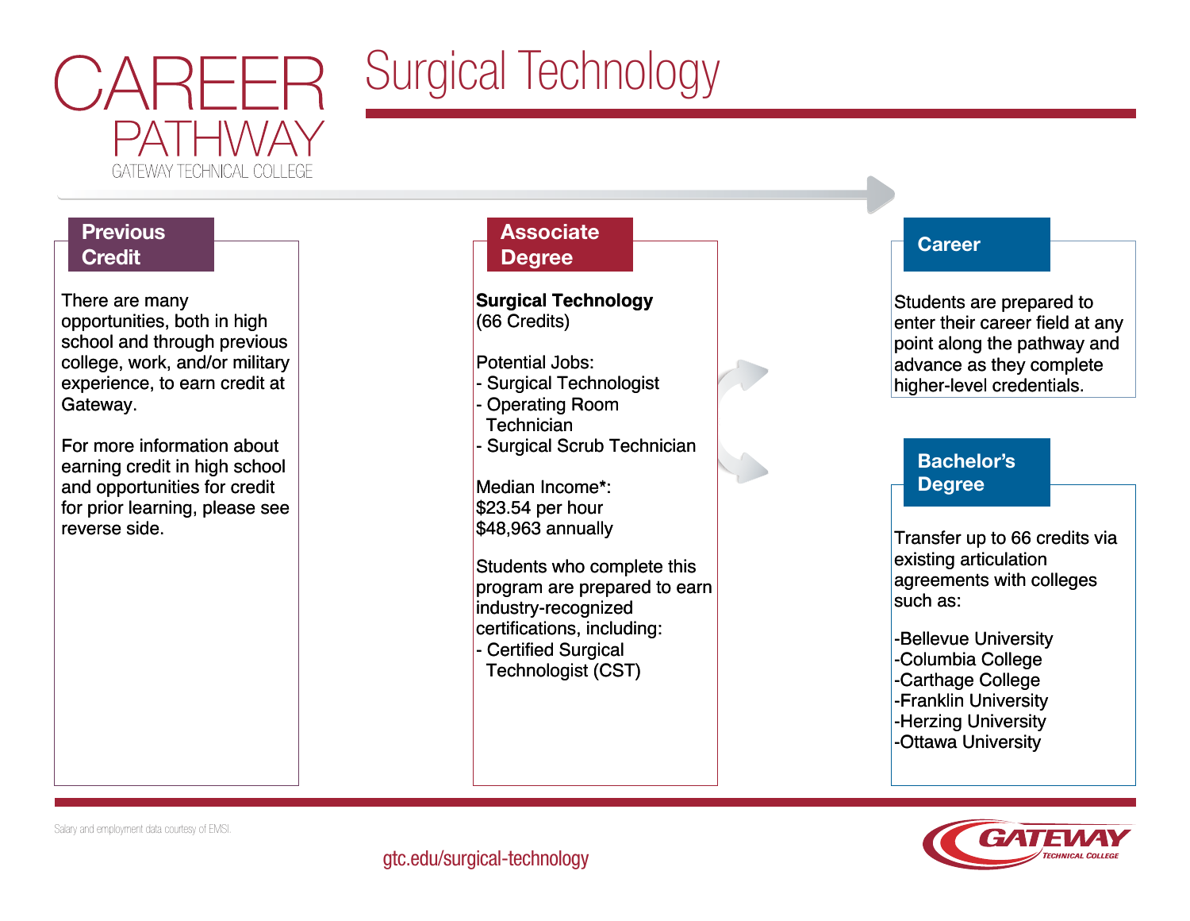# CAREER PATHWAY

GATEWAY TECHNICAL COLLEGE

# Surgical Technology

## Previous Credit

There are many opportunities, both in high school and through previous college, work, and/or military experience, to earn credit at Gateway.

For more information about earning credit in high school and opportunities for credit for prior learning, please see reverse side.

## Associate Degree

**Surgical Technology**
(66 Credits)

Potential Jobs:
- Surgical Technologist
- Operating Room Technician
- Surgical Scrub Technician

Median Income*:
$23.54 per hour
$48,963 annually

Students who complete this program are prepared to earn industry-recognized certifications, including:
- Certified Surgical Technologist (CST)

## Career

Students are prepared to enter their career field at any point along the pathway and advance as they complete higher-level credentials.

## Bachelor's Degree

Transfer up to 66 credits via existing articulation agreements with colleges such as:

-Bellevue University
-Columbia College
-Carthage College
-Franklin University
-Herzing University
-Ottawa University

Salary and employment data courtesy of EMSI.

gtc.edu/surgical-technology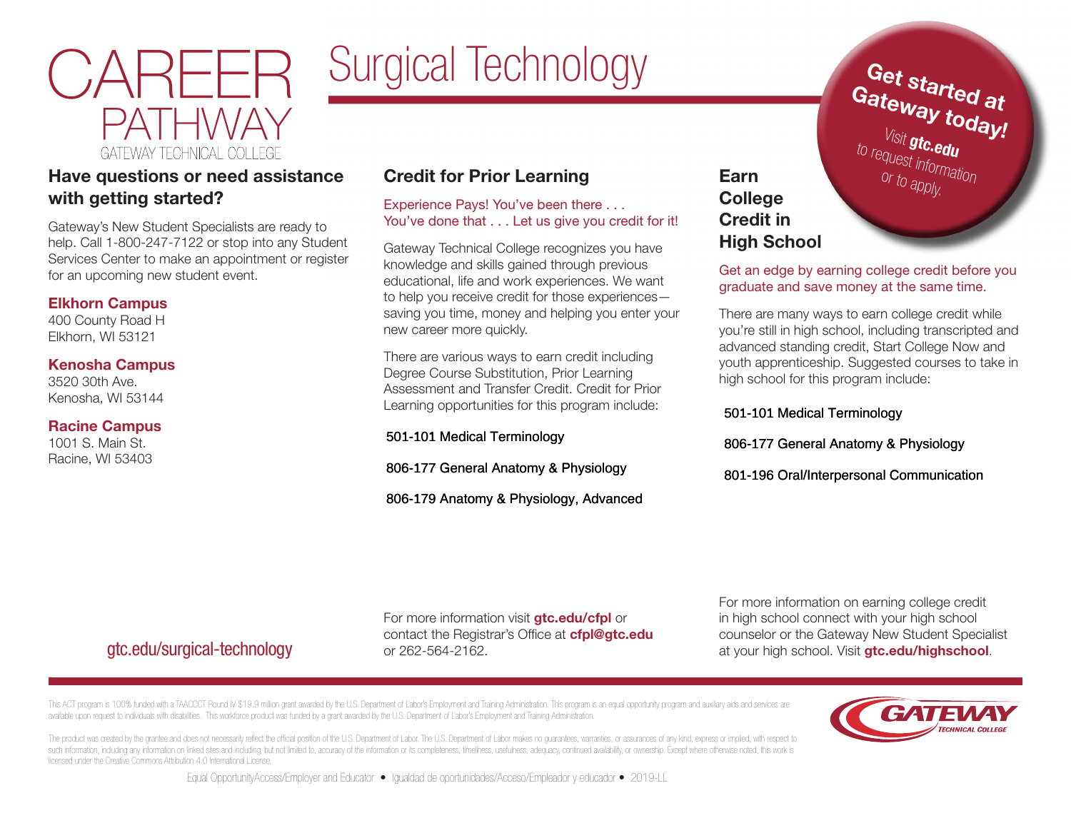# CAREER PATHWAY

GATEWAY TECHNICAL COLLEGE

# Surgical Technology

**Get started at Gateway today!**

Visit **gtc.edu** to request information or to apply.

## Have questions or need assistance with getting started?

Gateway's New Student Specialists are ready to help. Call 1-800-247-7122 or stop into any Student Services Center to make an appointment or register for an upcoming new student event.

**Elkhorn Campus**
400 County Road H
Elkhorn, WI 53121

**Kenosha Campus**
3520 30th Ave.
Kenosha, WI 53144

**Racine Campus**
1001 S. Main St.
Racine, WI 53403

gtc.edu/surgical-technology

## Credit for Prior Learning

Experience Pays! You've been there . . . You've done that . . . Let us give you credit for it!

Gateway Technical College recognizes you have knowledge and skills gained through previous educational, life and work experiences. We want to help you receive credit for those experiences—saving you time, money and helping you enter your new career more quickly.

There are various ways to earn credit including Degree Course Substitution, Prior Learning Assessment and Transfer Credit. Credit for Prior Learning opportunities for this program include:

501-101 Medical Terminology

806-177 General Anatomy & Physiology

806-179 Anatomy & Physiology, Advanced

For more information visit **gtc.edu/cfpl** or contact the Registrar's Office at **cfpl@gtc.edu** or 262-564-2162.

## Earn College Credit in High School

Get an edge by earning college credit before you graduate and save money at the same time.

There are many ways to earn college credit while you're still in high school, including transcripted and advanced standing credit, Start College Now and youth apprenticeship. Suggested courses to take in high school for this program include:

501-101 Medical Terminology

806-177 General Anatomy & Physiology

801-196 Oral/Interpersonal Communication

For more information on earning college credit in high school connect with your high school counselor or the Gateway New Student Specialist at your high school. Visit **gtc.edu/highschool**.

This ACT program is 100% funded with a TAACCCT Round IV $19.9 million grant awarded by the U.S. Department of Labor's Employment and Training Administration. This program is an equal opportunity program and auxiliary aids and services are available upon request to individuals with disabilities. This workforce product was funded by a grant awarded by the U.S. Department of Labor's Employment and Training Administration.

The product was created by the grantee and does not necessarily reflect the official position of the U.S. Department of Labor. The U.S. Department of Labor makes no guarantees, warranties, or assurances of any kind, express or implied, with respect to such information, including any information on linked sites and including, but not limited to, accuracy of the information or its completeness, timeliness, usefulness, adequacy, continued availability, or ownership. Except where otherwise noted, this work is licensed under the Creative Commons Attribution 4.0 International License.

GATEWAY TECHNICAL COLLEGE

Equal OpportunityAccess/Employer and Educator • Igualdad de oportunidades/Acceso/Empleador y educador • 2019-LL